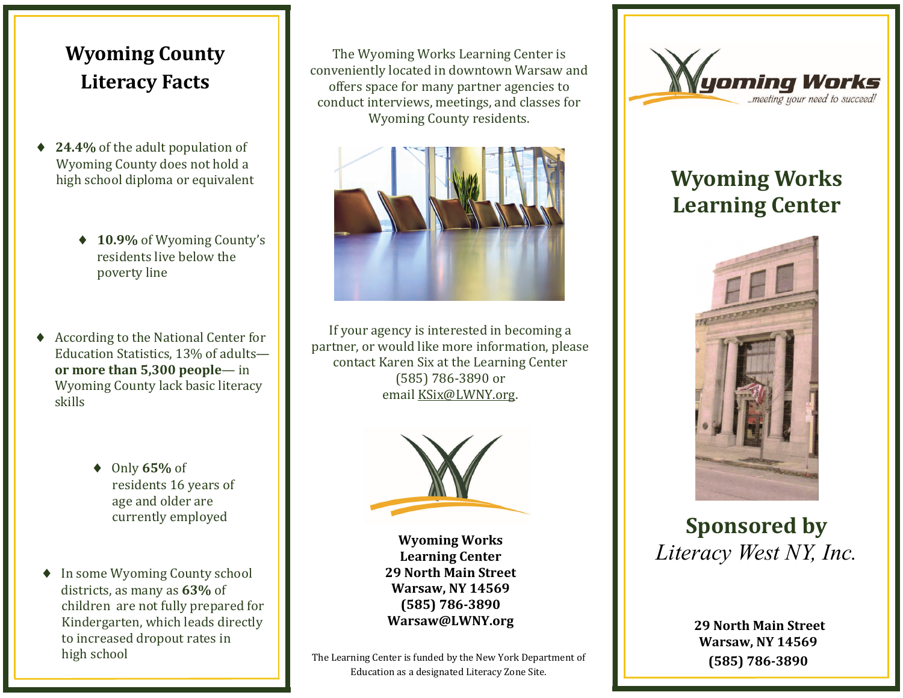# Wyoming County Literacy Facts

- **24.4%** of the adult population of Wyoming County does not hold a high school diploma or equivalent
- **10.9%** of Wyoming County's residents live below the poverty line
- According to the National Center for Education Statistics, 13% of adults— **or more than 5,300 people**— in Wyoming County lack basic literacy skills
- Only **65%** of residents 16 years of age and older are currently employed
- In some Wyoming County school districts, as many as **63%** of children are not fully prepared for Kindergarten, which leads directly to increased dropout rates in high school

The Wyoming Works Learning Center is conveniently located in downtown Warsaw and offers space for many partner agencies to conduct interviews, meetings, and classes for Wyoming County residents.

If your agency is interested in becoming a partner, or would like more information, please contact Karen Six at the Learning Center (585) 786-3890 or email KSix@LWNY.org.

**Wyoming Works**
**Learning Center**
**29 North Main Street**
**Warsaw, NY 14569**
**(585) 786-3890**
**Warsaw@LWNY.org**

The Learning Center is funded by the New York Department of Education as a designated Literacy Zone Site.

Wyoming Works
...meeting your need to succeed!

# Wyoming Works Learning Center

## Sponsored by
*Literacy West NY, Inc.*

**29 North Main Street**
**Warsaw, NY 14569**
**(585) 786-3890**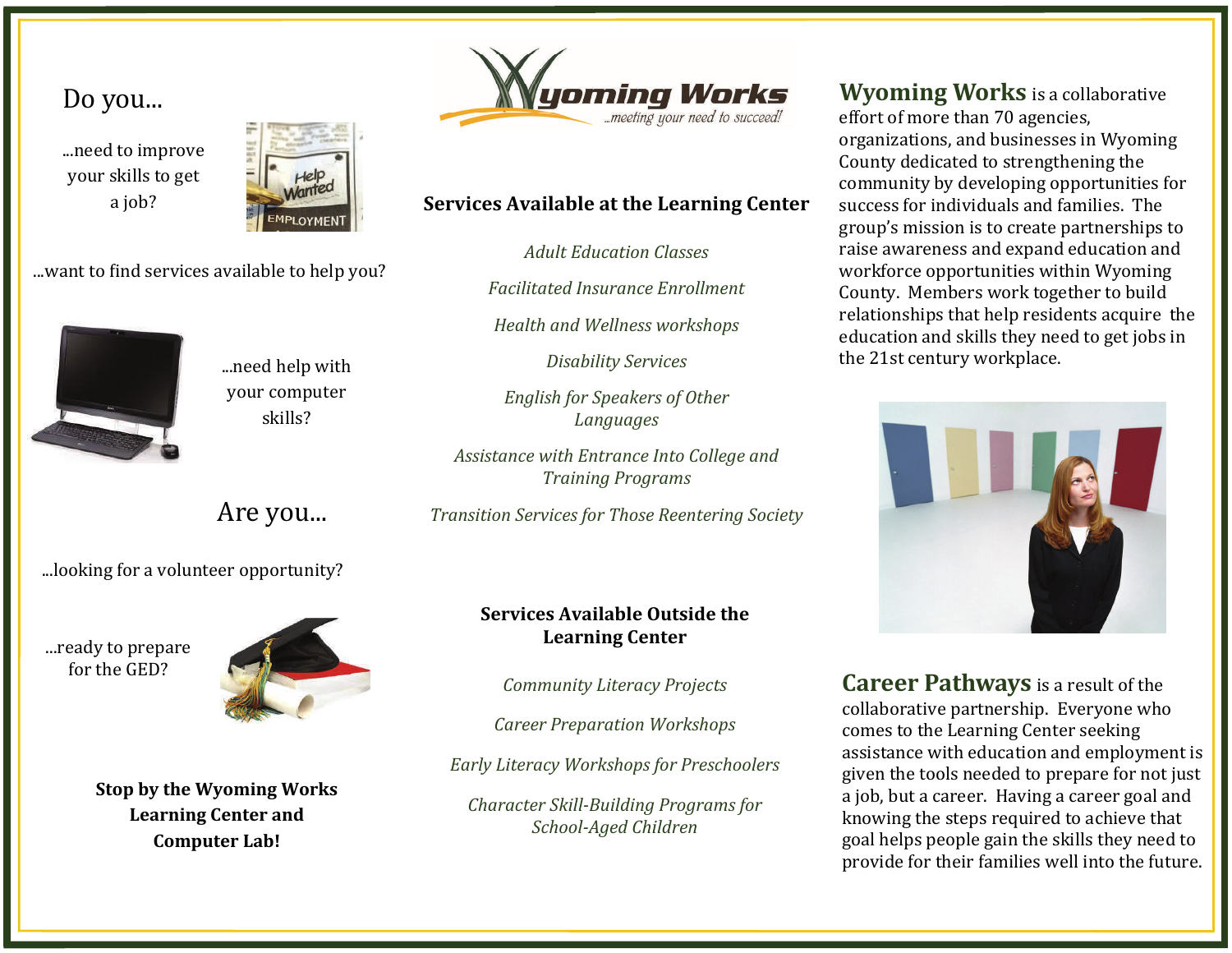Do you...

...need to improve your skills to get a job?

...want to find services available to help you?

...need help with your computer skills?

Are you...

...looking for a volunteer opportunity?

...ready to prepare for the GED?

**Stop by the Wyoming Works Learning Center and Computer Lab!**

Wyoming Works

...meeting your need to succeed!

## Services Available at the Learning Center

*Adult Education Classes*

*Facilitated Insurance Enrollment*

*Health and Wellness workshops*

*Disability Services*

*English for Speakers of Other Languages*

*Assistance with Entrance Into College and Training Programs*

*Transition Services for Those Reentering Society*

## Services Available Outside the Learning Center

*Community Literacy Projects*

*Career Preparation Workshops*

*Early Literacy Workshops for Preschoolers*

*Character Skill-Building Programs for School-Aged Children*

**Wyoming Works** is a collaborative effort of more than 70 agencies, organizations, and businesses in Wyoming County dedicated to strengthening the community by developing opportunities for success for individuals and families. The group's mission is to create partnerships to raise awareness and expand education and workforce opportunities within Wyoming County. Members work together to build relationships that help residents acquire the education and skills they need to get jobs in the 21st century workplace.

**Career Pathways** is a result of the collaborative partnership. Everyone who comes to the Learning Center seeking assistance with education and employment is given the tools needed to prepare for not just a job, but a career. Having a career goal and knowing the steps required to achieve that goal helps people gain the skills they need to provide for their families well into the future.